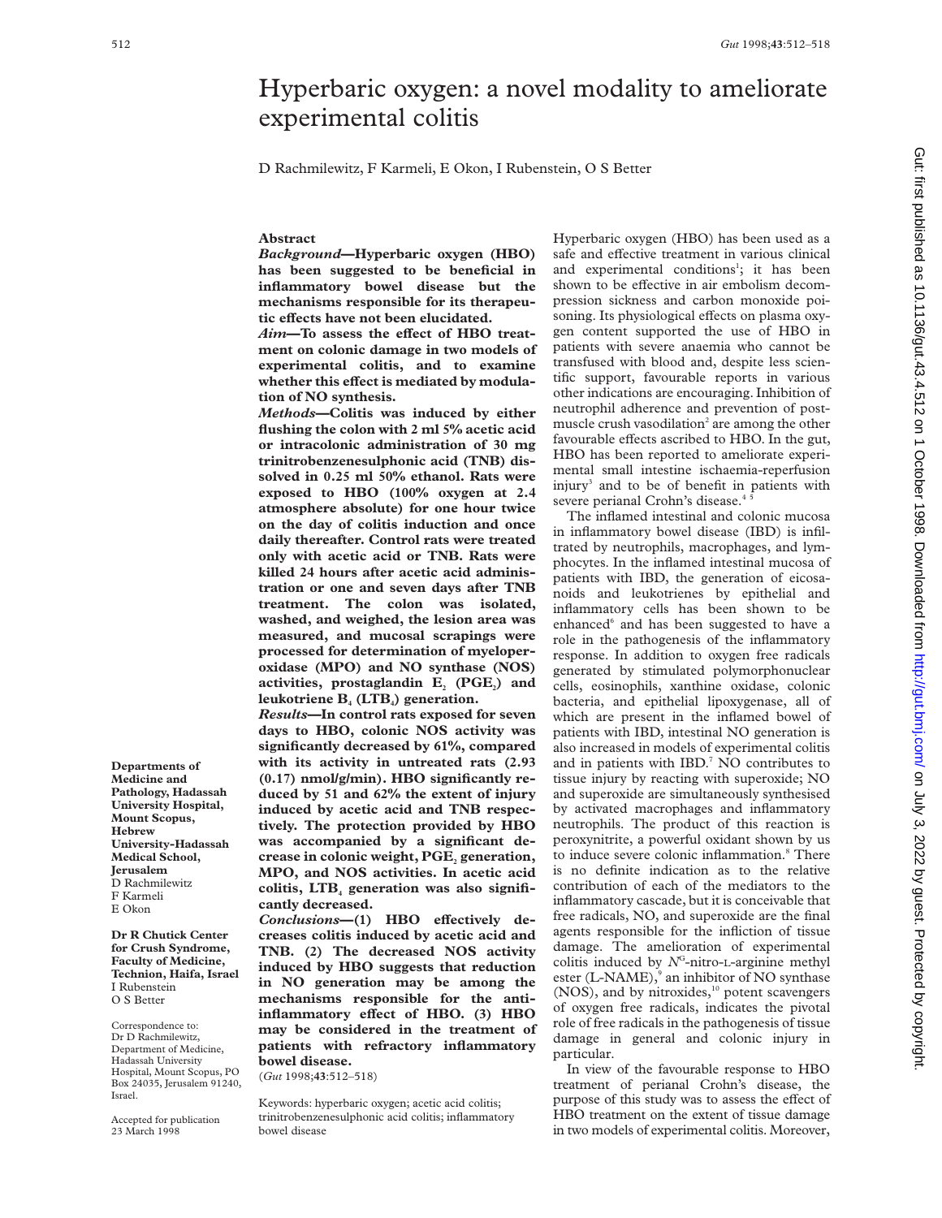# Hyperbaric oxygen: a novel modality to ameliorate experimental colitis

D Rachmilewitz, F Karmeli, E Okon, I Rubenstein, O S Better

## Abstract

***Background*—Hyperbaric oxygen (HBO) has been suggested to be beneficial in inflammatory bowel disease but the mechanisms responsible for its therapeutic effects have not been elucidated.**

***Aim*—To assess the effect of HBO treatment on colonic damage in two models of experimental colitis, and to examine whether this effect is mediated by modulation of NO synthesis.**

***Methods*—Colitis was induced by either flushing the colon with 2 ml 5% acetic acid or intracolonic administration of 30 mg trinitrobenzenesulphonic acid (TNB) dissolved in 0.25 ml 50% ethanol. Rats were exposed to HBO (100% oxygen at 2.4 atmosphere absolute) for one hour twice on the day of colitis induction and once daily thereafter. Control rats were treated only with acetic acid or TNB. Rats were killed 24 hours after acetic acid administration or one and seven days after TNB treatment. The colon was isolated, washed, and weighed, the lesion area was measured, and mucosal scrapings were processed for determination of myeloperoxidase (MPO) and NO synthase (NOS) activities, prostaglandin $E_2$ ($PGE_2$) and leukotriene $B_4$ ($LTB_4$) generation.**

***Results*—In control rats exposed for seven days to HBO, colonic NOS activity was significantly decreased by 61%, compared with its activity in untreated rats (2.93 (0.17) nmol/g/min). HBO significantly reduced by 51 and 62% the extent of injury induced by acetic acid and TNB respectively. The protection provided by HBO was accompanied by a significant decrease in colonic weight, $PGE_2$ generation, MPO, and NOS activities. In acetic acid colitis, $LTB_4$ generation was also significantly decreased.**

***Conclusions*—(1) HBO effectively decreases colitis induced by acetic acid and TNB. (2) The decreased NOS activity induced by HBO suggests that reduction in NO generation may be among the mechanisms responsible for the anti-inflammatory effect of HBO. (3) HBO may be considered in the treatment of patients with refractory inflammatory bowel disease.**

(*Gut* 1998;**43**:512–518)

Keywords: hyperbaric oxygen; acetic acid colitis; trinitrobenzenesulphonic acid colitis; inflammatory bowel disease

**Departments of Medicine and Pathology, Hadassah University Hospital, Mount Scopus, Hebrew University-Hadassah Medical School, Jerusalem**
D Rachmilewitz
F Karmeli
E Okon

**Dr R Chutick Center for Crush Syndrome, Faculty of Medicine, Technion, Haifa, Israel**
I Rubenstein
O S Better

Correspondence to: Dr D Rachmilewitz, Department of Medicine, Hadassah University Hospital, Mount Scopus, PO Box 24035, Jerusalem 91240, Israel.

Accepted for publication 23 March 1998

Hyperbaric oxygen (HBO) has been used as a safe and effective treatment in various clinical and experimental conditions[1]; it has been shown to be effective in air embolism decompression sickness and carbon monoxide poisoning. Its physiological effects on plasma oxygen content supported the use of HBO in patients with severe anaemia who cannot be transfused with blood and, despite less scientific support, favourable reports in various other indications are encouraging. Inhibition of neutrophil adherence and prevention of post-muscle crush vasodilation[2] are among the other favourable effects ascribed to HBO. In the gut, HBO has been reported to ameliorate experimental small intestine ischaemia-reperfusion injury[3] and to be of benefit in patients with severe perianal Crohn's disease.[4 5]

The inflamed intestinal and colonic mucosa in inflammatory bowel disease (IBD) is infiltrated by neutrophils, macrophages, and lymphocytes. In the inflamed intestinal mucosa of patients with IBD, the generation of eicosanoids and leukotrienes by epithelial and inflammatory cells has been shown to be enhanced[6] and has been suggested to have a role in the pathogenesis of the inflammatory response. In addition to oxygen free radicals generated by stimulated polymorphonuclear cells, eosinophils, xanthine oxidase, colonic bacteria, and epithelial lipoxygenase, all of which are present in the inflamed bowel of patients with IBD, intestinal NO generation is also increased in models of experimental colitis and in patients with IBD.[7] NO contributes to tissue injury by reacting with superoxide; NO and superoxide are simultaneously synthesised by activated macrophages and inflammatory neutrophils. The product of this reaction is peroxynitrite, a powerful oxidant shown by us to induce severe colonic inflammation.[8] There is no definite indication as to the relative contribution of each of the mediators to the inflammatory cascade, but it is conceivable that free radicals, NO, and superoxide are the final agents responsible for the infliction of tissue damage. The amelioration of experimental colitis induced by $N^G$-nitro-L-arginine methyl ester (L-NAME),[9] an inhibitor of NO synthase (NOS), and by nitroxides,[10] potent scavengers of oxygen free radicals, indicates the pivotal role of free radicals in the pathogenesis of tissue damage in general and colonic injury in particular.

In view of the favourable response to HBO treatment of perianal Crohn's disease, the purpose of this study was to assess the effect of HBO treatment on the extent of tissue damage in two models of experimental colitis. Moreover,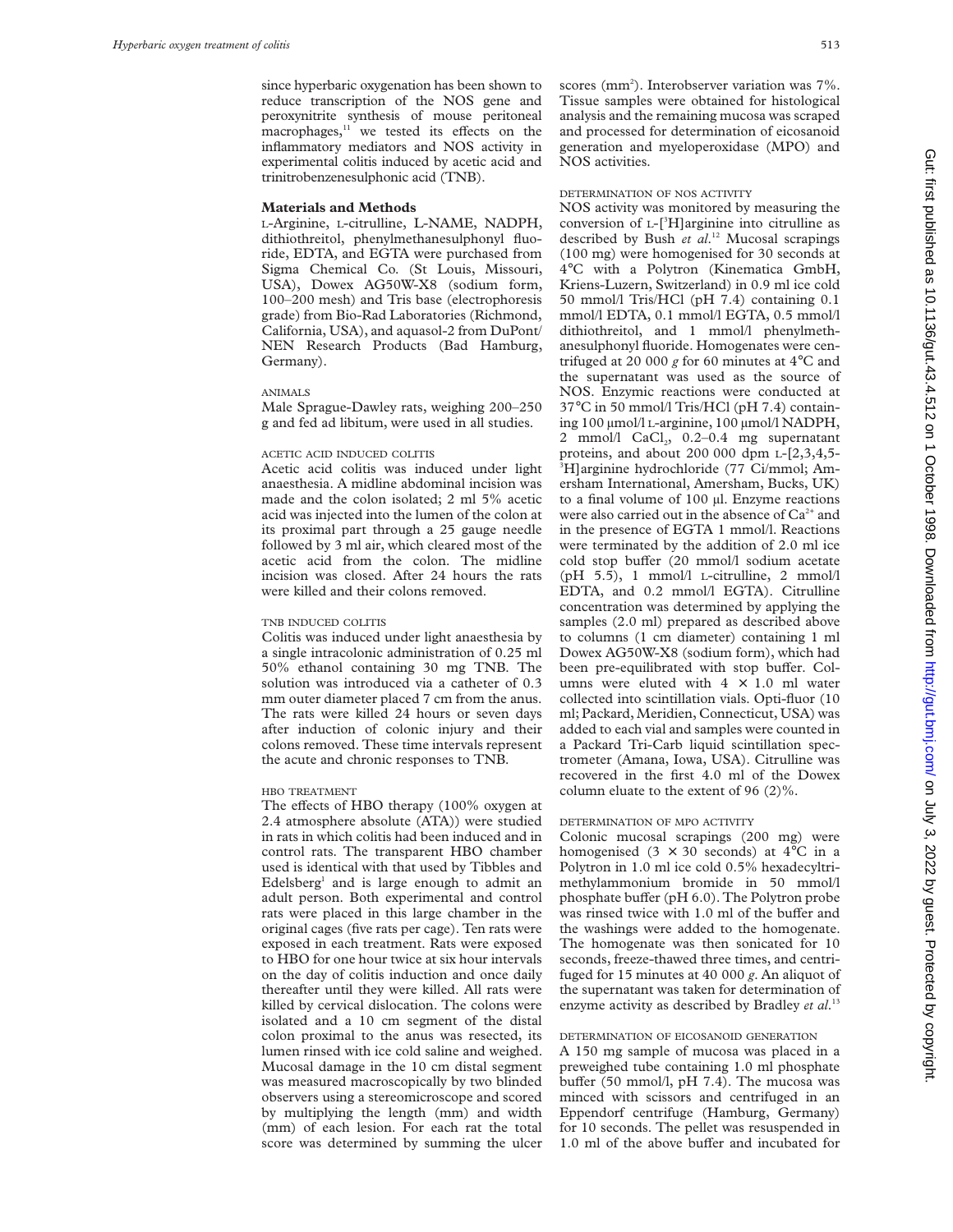since hyperbaric oxygenation has been shown to reduce transcription of the NOS gene and peroxynitrite synthesis of mouse peritoneal macrophages,[11] we tested its effects on the inflammatory mediators and NOS activity in experimental colitis induced by acetic acid and trinitrobenzenesulphonic acid (TNB).

## Materials and Methods

L-Arginine, L-citrulline, L-NAME, NADPH, dithiothreitol, phenylmethanesulphonyl fluoride, EDTA, and EGTA were purchased from Sigma Chemical Co. (St Louis, Missouri, USA), Dowex AG50W-X8 (sodium form, 100–200 mesh) and Tris base (electrophoresis grade) from Bio-Rad Laboratories (Richmond, California, USA), and aquasol-2 from DuPont/NEN Research Products (Bad Hamburg, Germany).

### ANIMALS

Male Sprague-Dawley rats, weighing 200–250 g and fed ad libitum, were used in all studies.

### ACETIC ACID INDUCED COLITIS

Acetic acid colitis was induced under light anaesthesia. A midline abdominal incision was made and the colon isolated; 2 ml 5% acetic acid was injected into the lumen of the colon at its proximal part through a 25 gauge needle followed by 3 ml air, which cleared most of the acetic acid from the colon. The midline incision was closed. After 24 hours the rats were killed and their colons removed.

### TNB INDUCED COLITIS

Colitis was induced under light anaesthesia by a single intracolonic administration of 0.25 ml 50% ethanol containing 30 mg TNB. The solution was introduced via a catheter of 0.3 mm outer diameter placed 7 cm from the anus. The rats were killed 24 hours or seven days after induction of colonic injury and their colons removed. These time intervals represent the acute and chronic responses to TNB.

### HBO TREATMENT

The effects of HBO therapy (100% oxygen at 2.4 atmosphere absolute (ATA)) were studied in rats in which colitis had been induced and in control rats. The transparent HBO chamber used is identical with that used by Tibbles and Edelsberg[1] and is large enough to admit an adult person. Both experimental and control rats were placed in this large chamber in the original cages (five rats per cage). Ten rats were exposed in each treatment. Rats were exposed to HBO for one hour twice at six hour intervals on the day of colitis induction and once daily thereafter until they were killed. All rats were killed by cervical dislocation. The colons were isolated and a 10 cm segment of the distal colon proximal to the anus was resected, its lumen rinsed with ice cold saline and weighed. Mucosal damage in the 10 cm distal segment was measured macroscopically by two blinded observers using a stereomicroscope and scored by multiplying the length (mm) and width (mm) of each lesion. For each rat the total score was determined by summing the ulcer scores ($mm^2$). Interobserver variation was 7%. Tissue samples were obtained for histological analysis and the remaining mucosa was scraped and processed for determination of eicosanoid generation and myeloperoxidase (MPO) and NOS activities.

### DETERMINATION OF NOS ACTIVITY

NOS activity was monitored by measuring the conversion of L-[$^3$H]arginine into citrulline as described by Bush *et al*.[12] Mucosal scrapings (100 mg) were homogenised for 30 seconds at 4°C with a Polytron (Kinematica GmbH, Kriens-Luzern, Switzerland) in 0.9 ml ice cold 50 mmol/l Tris/HCl (pH 7.4) containing 0.1 mmol/l EDTA, 0.1 mmol/l EGTA, 0.5 mmol/l dithiothreitol, and 1 mmol/l phenylmethanesulphonyl fluoride. Homogenates were centrifuged at 20 000 *g* for 60 minutes at 4°C and the supernatant was used as the source of NOS. Enzymic reactions were conducted at 37°C in 50 mmol/l Tris/HCl (pH 7.4) containing 100 µmol/l L-arginine, 100 µmol/l NADPH, 2 mmol/l $CaCl_2$, 0.2–0.4 mg supernatant proteins, and about 200 000 dpm L-[2,3,4,5-$^3$H]arginine hydrochloride (77 Ci/mmol; Amersham International, Amersham, Bucks, UK) to a final volume of 100 µl. Enzyme reactions were also carried out in the absence of $Ca^{2+}$ and in the presence of EGTA 1 mmol/l. Reactions were terminated by the addition of 2.0 ml ice cold stop buffer (20 mmol/l sodium acetate (pH 5.5), 1 mmol/l L-citrulline, 2 mmol/l EDTA, and 0.2 mmol/l EGTA). Citrulline concentration was determined by applying the samples (2.0 ml) prepared as described above to columns (1 cm diameter) containing 1 ml Dowex AG50W-X8 (sodium form), which had been pre-equilibrated with stop buffer. Columns were eluted with 4 × 1.0 ml water collected into scintillation vials. Opti-fluor (10 ml; Packard, Meridien, Connecticut, USA) was added to each vial and samples were counted in a Packard Tri-Carb liquid scintillation spectrometer (Amana, Iowa, USA). Citrulline was recovered in the first 4.0 ml of the Dowex column eluate to the extent of 96 (2)%.

### DETERMINATION OF MPO ACTIVITY

Colonic mucosal scrapings (200 mg) were homogenised (3 × 30 seconds) at 4°C in a Polytron in 1.0 ml ice cold 0.5% hexadecyltrimethylammonium bromide in 50 mmol/l phosphate buffer (pH 6.0). The Polytron probe was rinsed twice with 1.0 ml of the buffer and the washings were added to the homogenate. The homogenate was then sonicated for 10 seconds, freeze-thawed three times, and centrifuged for 15 minutes at 40 000 *g*. An aliquot of the supernatant was taken for determination of enzyme activity as described by Bradley *et al*.[13]

### DETERMINATION OF EICOSANOID GENERATION

A 150 mg sample of mucosa was placed in a preweighed tube containing 1.0 ml phosphate buffer (50 mmol/l, pH 7.4). The mucosa was minced with scissors and centrifuged in an Eppendorf centrifuge (Hamburg, Germany) for 10 seconds. The pellet was resuspended in 1.0 ml of the above buffer and incubated for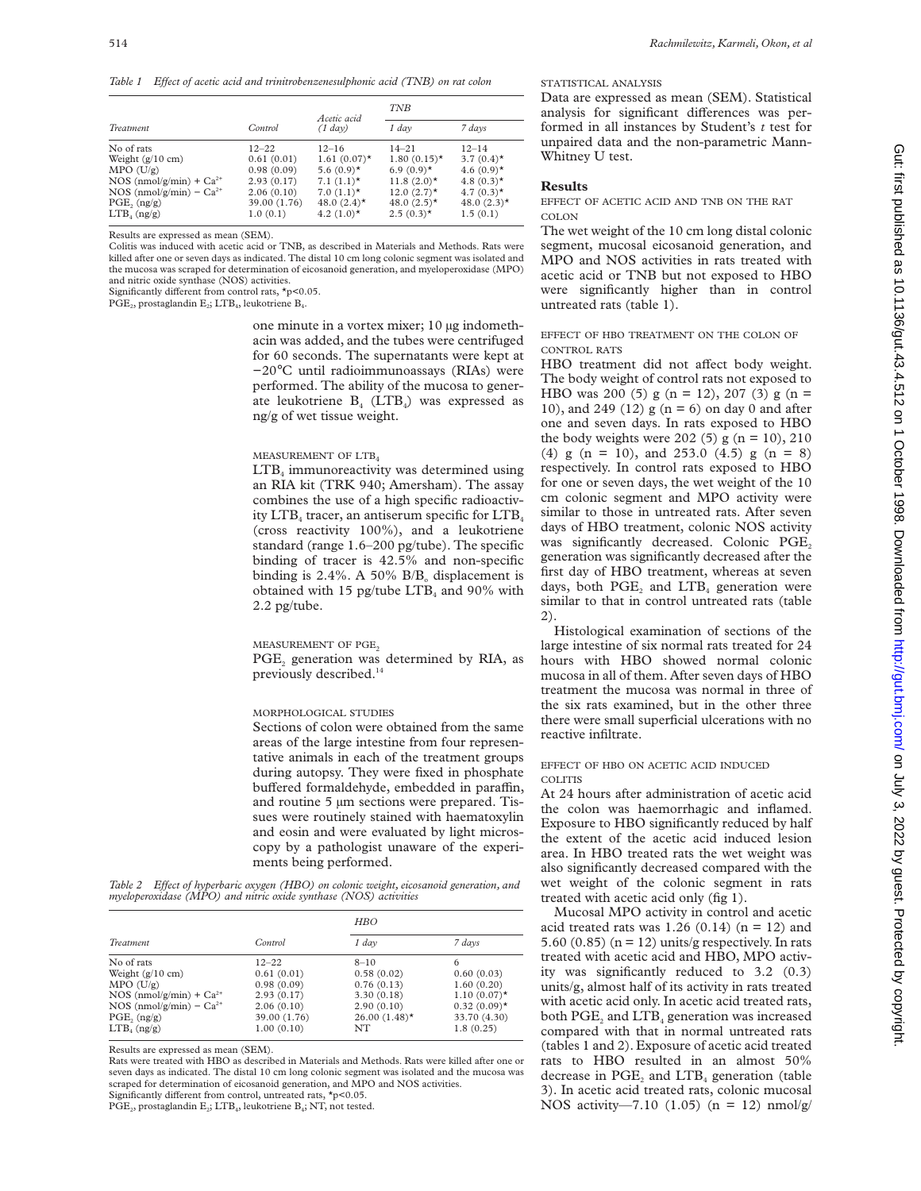*Table 1 Effect of acetic acid and trinitrobenzenesulphonic acid (TNB) on rat colon*

| Treatment | Control | Acetic acid (1 day) | TNB 1 day | TNB 7 days |
|---|---|---|---|---|
| No of rats | 12–22 | 12–16 | 14–21 | 12–14 |
| Weight (g/10 cm) | 0.61 (0.01) | 1.61 (0.07)* | 1.80 (0.15)* | 3.7 (0.4)* |
| MPO (U/g) | 0.98 (0.09) | 5.6 (0.9)* | 6.9 (0.9)* | 4.6 (0.9)* |
| NOS (nmol/g/min) + $Ca^{2+}$ | 2.93 (0.17) | 7.1 (1.1)* | 11.8 (2.0)* | 4.8 (0.3)* |
| NOS (nmol/g/min) − $Ca^{2+}$ | 2.06 (0.10) | 7.0 (1.1)* | 12.0 (2.7)* | 4.7 (0.3)* |
| $PGE_2$ (ng/g) | 39.00 (1.76) | 48.0 (2.4)* | 48.0 (2.5)* | 48.0 (2.3)* |
| $LTB_4$ (ng/g) | 1.0 (0.1) | 4.2 (1.0)* | 2.5 (0.3)* | 1.5 (0.1) |

Results are expressed as mean (SEM).
Colitis was induced with acetic acid or TNB, as described in Materials and Methods. Rats were killed after one or seven days as indicated. The distal 10 cm long colonic segment was isolated and the mucosa was scraped for determination of eicosanoid generation, and myeloperoxidase (MPO) and nitric oxide synthase (NOS) activities.
Significantly different from control rats, *p<0.05.
$PGE_2$, prostaglandin $E_2$; $LTB_4$, leukotriene $B_4$.

one minute in a vortex mixer; 10 μg indomethacin was added, and the tubes were centrifuged for 60 seconds. The supernatants were kept at −20°C until radioimmunoassays (RIAs) were performed. The ability of the mucosa to generate leukotriene $B_4$ ($LTB_4$) was expressed as ng/g of wet tissue weight.

### MEASUREMENT OF $LTB_4$

$LTB_4$ immunoreactivity was determined using an RIA kit (TRK 940; Amersham). The assay combines the use of a high specific radioactivity $LTB_4$ tracer, an antiserum specific for $LTB_4$ (cross reactivity 100%), and a leukotriene standard (range 1.6–200 pg/tube). The specific binding of tracer is 42.5% and non-specific binding is 2.4%. A 50% $B/B_o$ displacement is obtained with 15 pg/tube $LTB_4$ and 90% with 2.2 pg/tube.

### MEASUREMENT OF $PGE_2$

$PGE_2$ generation was determined by RIA, as previously described.[14]

### MORPHOLOGICAL STUDIES

Sections of colon were obtained from the same areas of the large intestine from four representative animals in each of the treatment groups during autopsy. They were fixed in phosphate buffered formaldehyde, embedded in paraffin, and routine 5 μm sections were prepared. Tissues were routinely stained with haematoxylin and eosin and were evaluated by light microscopy by a pathologist unaware of the experiments being performed.

*Table 2 Effect of hyperbaric oxygen (HBO) on colonic weight, eicosanoid generation, and myeloperoxidase (MPO) and nitric oxide synthase (NOS) activities*

| Treatment | Control | HBO 1 day | HBO 7 days |
|---|---|---|---|
| No of rats | 12–22 | 8–10 | 6 |
| Weight (g/10 cm) | 0.61 (0.01) | 0.58 (0.02) | 0.60 (0.03) |
| MPO (U/g) | 0.98 (0.09) | 0.76 (0.13) | 1.60 (0.20) |
| NOS (nmol/g/min) + $Ca^{2+}$ | 2.93 (0.17) | 3.30 (0.18) | 1.10 (0.07)* |
| NOS (nmol/g/min) − $Ca^{2+}$ | 2.06 (0.10) | 2.90 (0.10) | 0.32 (0.09)* |
| $PGE_2$ (ng/g) | 39.00 (1.76) | 26.00 (1.48)* | 33.70 (4.30) |
| $LTB_4$ (ng/g) | 1.00 (0.10) | NT | 1.8 (0.25) |

Results are expressed as mean (SEM).
Rats were treated with HBO as described in Materials and Methods. Rats were killed after one or seven days as indicated. The distal 10 cm long colonic segment was isolated and the mucosa was scraped for determination of eicosanoid generation, and MPO and NOS activities.
Significantly different from control, untreated rats, *p<0.05.
$PGE_2$, prostaglandin $E_2$; $LTB_4$, leukotriene $B_4$; NT, not tested.

### STATISTICAL ANALYSIS

Data are expressed as mean (SEM). Statistical analysis for significant differences was performed in all instances by Student's *t* test for unpaired data and the non-parametric Mann-Whitney U test.

## Results

### EFFECT OF ACETIC ACID AND TNB ON THE RAT COLON

The wet weight of the 10 cm long distal colonic segment, mucosal eicosanoid generation, and MPO and NOS activities in rats treated with acetic acid or TNB but not exposed to HBO were significantly higher than in control untreated rats (table 1).

### EFFECT OF HBO TREATMENT ON THE COLON OF CONTROL RATS

HBO treatment did not affect body weight. The body weight of control rats not exposed to HBO was 200 (5) g (n = 12), 207 (3) g (n = 10), and 249 (12) g (n = 6) on day 0 and after one and seven days. In rats exposed to HBO the body weights were 202 (5) g (n = 10), 210 (4) g (n = 10), and 253.0 (4.5) g (n = 8) respectively. In control rats exposed to HBO for one or seven days, the wet weight of the 10 cm colonic segment and MPO activity were similar to those in untreated rats. After seven days of HBO treatment, colonic NOS activity was significantly decreased. Colonic $PGE_2$ generation was significantly decreased after the first day of HBO treatment, whereas at seven days, both $PGE_2$ and $LTB_4$ generation were similar to that in control untreated rats (table 2).

Histological examination of sections of the large intestine of six normal rats treated for 24 hours with HBO showed normal colonic mucosa in all of them. After seven days of HBO treatment the mucosa was normal in three of the six rats examined, but in the other three there were small superficial ulcerations with no reactive infiltrate.

### EFFECT OF HBO ON ACETIC ACID INDUCED COLITIS

At 24 hours after administration of acetic acid the colon was haemorrhagic and inflamed. Exposure to HBO significantly reduced by half the extent of the acetic acid induced lesion area. In HBO treated rats the wet weight was also significantly decreased compared with the wet weight of the colonic segment in rats treated with acetic acid only (fig 1).

Mucosal MPO activity in control and acetic acid treated rats was 1.26 (0.14) (n = 12) and 5.60 (0.85) (n = 12) units/g respectively. In rats treated with acetic acid and HBO, MPO activity was significantly reduced to 3.2 (0.3) units/g, almost half of its activity in rats treated with acetic acid only. In acetic acid treated rats, both $PGE_2$ and $LTB_4$ generation was increased compared with that in normal untreated rats (tables 1 and 2). Exposure of acetic acid treated rats to HBO resulted in an almost 50% decrease in $PGE_2$ and $LTB_4$ generation (table 3). In acetic acid treated rats, colonic mucosal NOS activity—7.10 (1.05) (n = 12) nmol/g/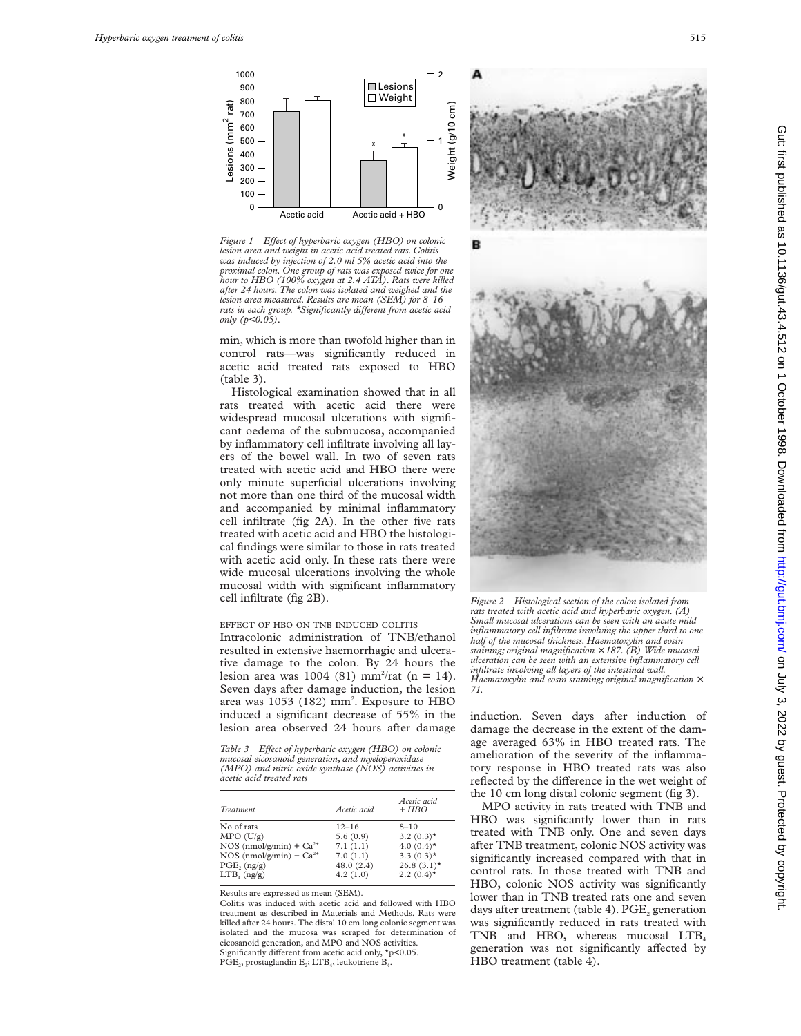Figure 1 Effect of hyperbaric oxygen (HBO) on colonic lesion area and weight in acetic acid treated rats. Colitis was induced by injection of 2.0 ml 5% acetic acid into the proximal colon. One group of rats was exposed twice for one hour to HBO (100% oxygen at 2.4 ATA). Rats were killed after 24 hours. The colon was isolated and weighed and the lesion area measured. Results are mean (SEM) for 8–16 rats in each group. *Significantly different from acetic acid only ($p<0.05$).

min, which is more than twofold higher than in control rats—was significantly reduced in acetic acid treated rats exposed to HBO (table 3).

Histological examination showed that in all rats treated with acetic acid there were widespread mucosal ulcerations with significant oedema of the submucosa, accompanied by inflammatory cell infiltrate involving all layers of the bowel wall. In two of seven rats treated with acetic acid and HBO there were only minute superficial ulcerations involving not more than one third of the mucosal width and accompanied by minimal inflammatory cell infiltrate (fig 2A). In the other five rats treated with acetic acid and HBO the histological findings were similar to those in rats treated with acetic acid only. In these rats there were wide mucosal ulcerations involving the whole mucosal width with significant inflammatory cell infiltrate (fig 2B).

### EFFECT OF HBO ON TNB INDUCED COLITIS

Intracolonic administration of TNB/ethanol resulted in extensive haemorrhagic and ulcerative damage to the colon. By 24 hours the lesion area was 1004 (81) $mm^2$/rat (n = 14). Seven days after damage induction, the lesion area was 1053 (182) $mm^2$. Exposure to HBO induced a significant decrease of 55% in the lesion area observed 24 hours after damage induction. Seven days after induction of damage the decrease in the extent of the damage averaged 63% in HBO treated rats. The amelioration of the severity of the inflammatory response in HBO treated rats was also reflected by the difference in the wet weight of the 10 cm long distal colonic segment (fig 3).

Table 3 Effect of hyperbaric oxygen (HBO) on colonic mucosal eicosanoid generation, and myeloperoxidase (MPO) and nitric oxide synthase (NOS) activities in acetic acid treated rats

| Treatment | Acetic acid | Acetic acid + HBO |
|---|---|---|
| No of rats | 12–16 | 8–10 |
| MPO (U/g) | 5.6 (0.9) | 3.2 (0.3)* |
| NOS (nmol/g/min) + $Ca^{2+}$ | 7.1 (1.1) | 4.0 (0.4)* |
| NOS (nmol/g/min) − $Ca^{2+}$ | 7.0 (1.1) | 3.3 (0.3)* |
| $PGE_2$ (ng/g) | 48.0 (2.4) | 26.8 (3.1)* |
| $LTB_4$ (ng/g) | 4.2 (1.0) | 2.2 (0.4)* |

Results are expressed as mean (SEM).
Colitis was induced with acetic acid and followed with HBO treatment as described in Materials and Methods. Rats were killed after 24 hours. The distal 10 cm long colonic segment was isolated and the mucosa was scraped for determination of eicosanoid generation, and MPO and NOS activities.
Significantly different from acetic acid only, *$p<0.05$.
$PGE_2$, prostaglandin $E_2$; $LTB_4$, leukotriene $B_4$.

Figure 2 Histological section of the colon isolated from rats treated with acetic acid and hyperbaric oxygen. (A) Small mucosal ulcerations can be seen with an acute mild inflammatory cell infiltrate involving the upper third to one half of the mucosal thickness. Haematoxylin and eosin staining; original magnification ×187. (B) Wide mucosal ulceration can be seen with an extensive inflammatory cell infiltrate involving all layers of the intestinal wall. Haematoxylin and eosin staining; original magnification × 71.

MPO activity in rats treated with TNB and HBO was significantly lower than in rats treated with TNB only. One and seven days after TNB treatment, colonic NOS activity was significantly increased compared with that in control rats. In those treated with TNB and HBO, colonic NOS activity was significantly lower than in TNB treated rats one and seven days after treatment (table 4). $PGE_2$ generation was significantly reduced in rats treated with TNB and HBO, whereas mucosal $LTB_4$ generation was not significantly affected by HBO treatment (table 4).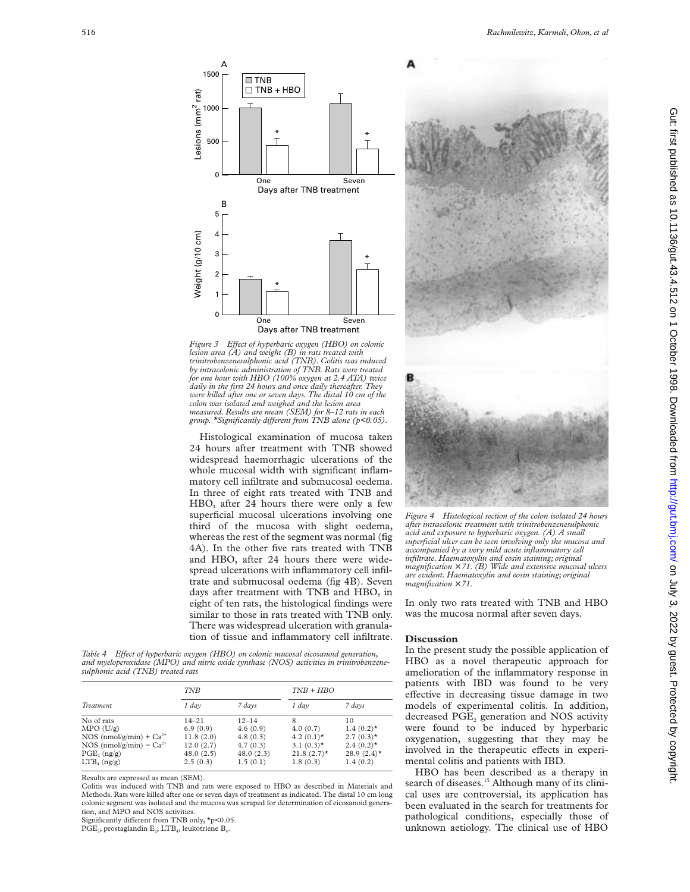*Figure 3 Effect of hyperbaric oxygen (HBO) on colonic lesion area (A) and weight (B) in rats treated with trinitrobenzenesulphonic acid (TNB). Colitis was induced by intracolonic administration of TNB. Rats were treated for one hour with HBO (100% oxygen at 2.4 ATA) twice daily in the first 24 hours and once daily thereafter. They were killed after one or seven days. The distal 10 cm of the colon was isolated and weighed and the lesion area measured. Results are mean (SEM) for 8–12 rats in each group. *Significantly different from TNB alone ($p<0.05$).*

Histological examination of mucosa taken 24 hours after treatment with TNB showed widespread haemorrhagic ulcerations of the whole mucosal width with significant inflammatory cell infiltrate and submucosal oedema. In three of eight rats treated with TNB and HBO, after 24 hours there were only a few superficial mucosal ulcerations involving one third of the mucosa with slight oedema, whereas the rest of the segment was normal (fig 4A). In the other five rats treated with TNB and HBO, after 24 hours there were widespread ulcerations with inflammatory cell infiltrate and submucosal oedema (fig 4B). Seven days after treatment with TNB and HBO, in eight of ten rats, the histological findings were similar to those in rats treated with TNB only. There was widespread ulceration with granulation of tissue and inflammatory cell infiltrate. In only two rats treated with TNB and HBO was the mucosa normal after seven days.

*Table 4 Effect of hyperbaric oxygen (HBO) on colonic mucosal eicosanoid generation, and myeloperoxidase (MPO) and nitric oxide synthase (NOS) activities in trinitrobenzenesulphonic acid (TNB) treated rats*

| Treatment | TNB | | TNB + HBO | |
|---|---|---|---|---|
| | 1 day | 7 days | 1 day | 7 days |
| No of rats | 14–21 | 12–14 | 8 | 10 |
| MPO (U/g) | 6.9 (0.9) | 4.6 (0.9) | 4.0 (0.7) | 1.4 (0.2)* |
| NOS (nmol/g/min) + $Ca^{2+}$ | 11.8 (2.0) | 4.8 (0.3) | 4.2 (0.1)* | 2.7 (0.3)* |
| NOS (nmol/g/min) − $Ca^{2+}$ | 12.0 (2.7) | 4.7 (0.3) | 3.1 (0.3)* | 2.4 (0.2)* |
| $PGE_2$ (ng/g) | 48.0 (2.5) | 48.0 (2.3) | 21.8 (2.7)* | 28.9 (2.4)* |
| $LTB_4$ (ng/g) | 2.5 (0.3) | 1.5 (0.1) | 1.8 (0.3) | 1.4 (0.2) |

Results are expressed as mean (SEM).
Colitis was induced with TNB and rats were exposed to HBO as described in Materials and Methods. Rats were killed after one or seven days of treatment as indicated. The distal 10 cm long colonic segment was isolated and the mucosa was scraped for determination of eicosanoid generation, and MPO and NOS activities.
Significantly different from TNB only, *$p<0.05$.
$PGE_2$, prostaglandin $E_2$; $LTB_4$, leukotriene $B_4$.

*Figure 4 Histological section of the colon isolated 24 hours after intracolonic treatment with trinitrobenzenesulphonic acid and exposure to hyperbaric oxygen. (A) A small superficial ulcer can be seen involving only the mucosa and accompanied by a very mild acute inflammatory cell infiltrate. Haematoxylin and eosin staining; original magnification ×71. (B) Wide and extensive mucosal ulcers are evident. Haematoxylin and eosin staining; original magnification ×71.*

## Discussion

In the present study the possible application of HBO as a novel therapeutic approach for amelioration of the inflammatory response in patients with IBD was found to be very effective in decreasing tissue damage in two models of experimental colitis. In addition, decreased $PGE_2$ generation and NOS activity were found to be induced by hyperbaric oxygenation, suggesting that they may be involved in the therapeutic effects in experimental colitis and patients with IBD.

HBO has been described as a therapy in search of diseases.[15] Although many of its clinical uses are controversial, its application has been evaluated in the search for treatments for pathological conditions, especially those of unknown aetiology. The clinical use of HBO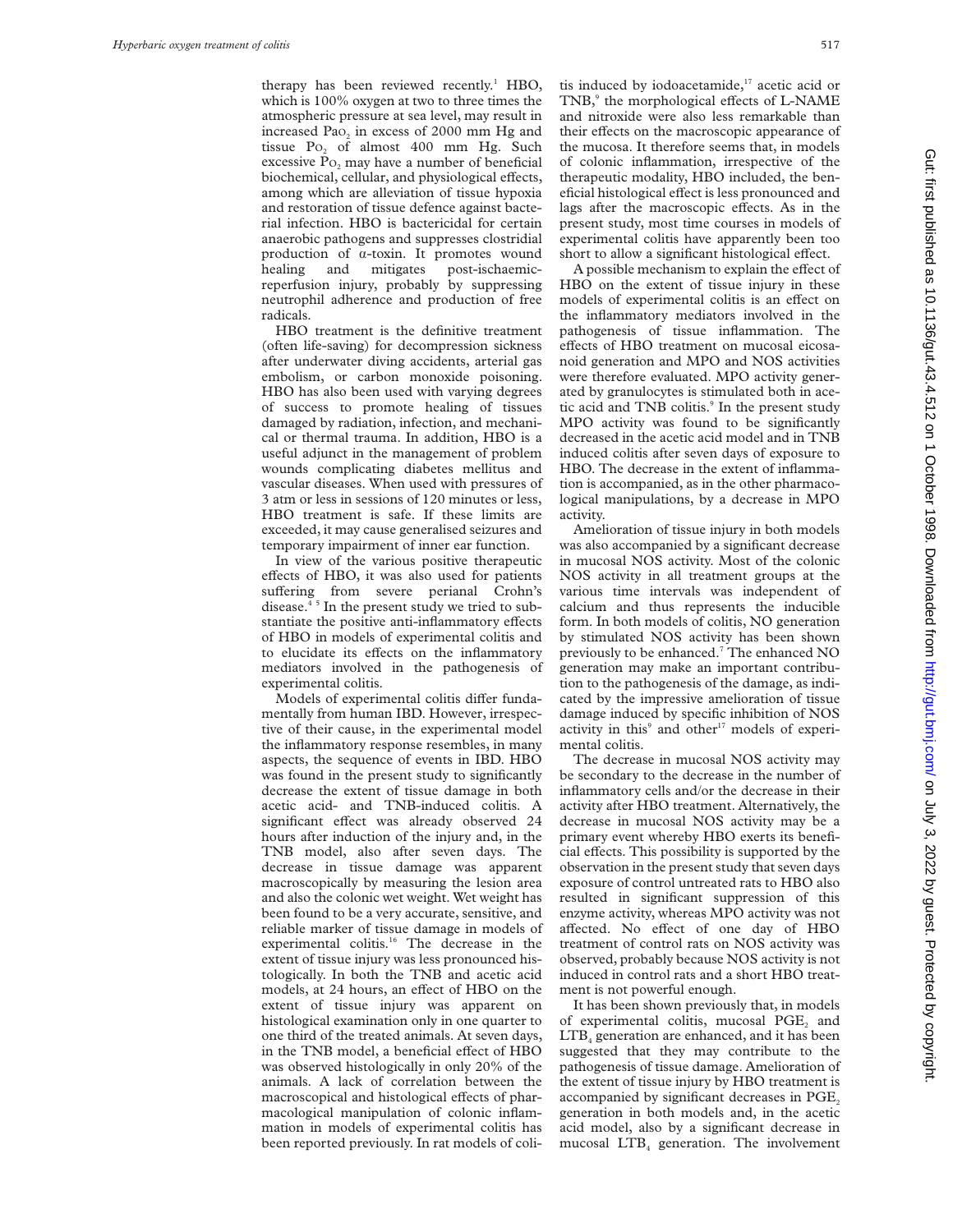therapy has been reviewed recently.[1] HBO, which is 100% oxygen at two to three times the atmospheric pressure at sea level, may result in increased $PaO_2$ in excess of 2000 mm Hg and tissue $PO_2$ of almost 400 mm Hg. Such excessive $PO_2$ may have a number of beneficial biochemical, cellular, and physiological effects, among which are alleviation of tissue hypoxia and restoration of tissue defence against bacterial infection. HBO is bactericidal for certain anaerobic pathogens and suppresses clostridial production of α-toxin. It promotes wound healing and mitigates post-ischaemic-reperfusion injury, probably by suppressing neutrophil adherence and production of free radicals.

HBO treatment is the definitive treatment (often life-saving) for decompression sickness after underwater diving accidents, arterial gas embolism, or carbon monoxide poisoning. HBO has also been used with varying degrees of success to promote healing of tissues damaged by radiation, infection, and mechanical or thermal trauma. In addition, HBO is a useful adjunct in the management of problem wounds complicating diabetes mellitus and vascular diseases. When used with pressures of 3 atm or less in sessions of 120 minutes or less, HBO treatment is safe. If these limits are exceeded, it may cause generalised seizures and temporary impairment of inner ear function.

In view of the various positive therapeutic effects of HBO, it was also used for patients suffering from severe perianal Crohn's disease.[4 5] In the present study we tried to substantiate the positive anti-inflammatory effects of HBO in models of experimental colitis and to elucidate its effects on the inflammatory mediators involved in the pathogenesis of experimental colitis.

Models of experimental colitis differ fundamentally from human IBD. However, irrespective of their cause, in the experimental model the inflammatory response resembles, in many aspects, the sequence of events in IBD. HBO was found in the present study to significantly decrease the extent of tissue damage in both acetic acid- and TNB-induced colitis. A significant effect was already observed 24 hours after induction of the injury and, in the TNB model, also after seven days. The decrease in tissue damage was apparent macroscopically by measuring the lesion area and also the colonic wet weight. Wet weight has been found to be a very accurate, sensitive, and reliable marker of tissue damage in models of experimental colitis.[16] The decrease in the extent of tissue injury was less pronounced histologically. In both the TNB and acetic acid models, at 24 hours, an effect of HBO on the extent of tissue injury was apparent on histological examination only in one quarter to one third of the treated animals. At seven days, in the TNB model, a beneficial effect of HBO was observed histologically in only 20% of the animals. A lack of correlation between the macroscopical and histological effects of pharmacological manipulation of colonic inflammation in models of experimental colitis has been reported previously. In rat models of colitis induced by iodoacetamide,[17] acetic acid or TNB,[9] the morphological effects of L-NAME and nitroxide were also less remarkable than their effects on the macroscopic appearance of the mucosa. It therefore seems that, in models of colonic inflammation, irrespective of the therapeutic modality, HBO included, the beneficial histological effect is less pronounced and lags after the macroscopic effects. As in the present study, most time courses in models of experimental colitis have apparently been too short to allow a significant histological effect.

A possible mechanism to explain the effect of HBO on the extent of tissue injury in these models of experimental colitis is an effect on the inflammatory mediators involved in the pathogenesis of tissue inflammation. The effects of HBO treatment on mucosal eicosanoid generation and MPO and NOS activities were therefore evaluated. MPO activity generated by granulocytes is stimulated both in acetic acid and TNB colitis.[9] In the present study MPO activity was found to be significantly decreased in the acetic acid model and in TNB induced colitis after seven days of exposure to HBO. The decrease in the extent of inflammation is accompanied, as in the other pharmacological manipulations, by a decrease in MPO activity.

Amelioration of tissue injury in both models was also accompanied by a significant decrease in mucosal NOS activity. Most of the colonic NOS activity in all treatment groups at the various time intervals was independent of calcium and thus represents the inducible form. In both models of colitis, NO generation by stimulated NOS activity has been shown previously to be enhanced.[7] The enhanced NO generation may make an important contribution to the pathogenesis of the damage, as indicated by the impressive amelioration of tissue damage induced by specific inhibition of NOS activity in this[9] and other[17] models of experimental colitis.

The decrease in mucosal NOS activity may be secondary to the decrease in the number of inflammatory cells and/or the decrease in their activity after HBO treatment. Alternatively, the decrease in mucosal NOS activity may be a primary event whereby HBO exerts its beneficial effects. This possibility is supported by the observation in the present study that seven days exposure of control untreated rats to HBO also resulted in significant suppression of this enzyme activity, whereas MPO activity was not affected. No effect of one day of HBO treatment of control rats on NOS activity was observed, probably because NOS activity is not induced in control rats and a short HBO treatment is not powerful enough.

It has been shown previously that, in models of experimental colitis, mucosal $PGE_2$ and $LTB_4$ generation are enhanced, and it has been suggested that they may contribute to the pathogenesis of tissue damage. Amelioration of the extent of tissue injury by HBO treatment is accompanied by significant decreases in $PGE_2$ generation in both models and, in the acetic acid model, also by a significant decrease in mucosal $LTB_4$ generation. The involvement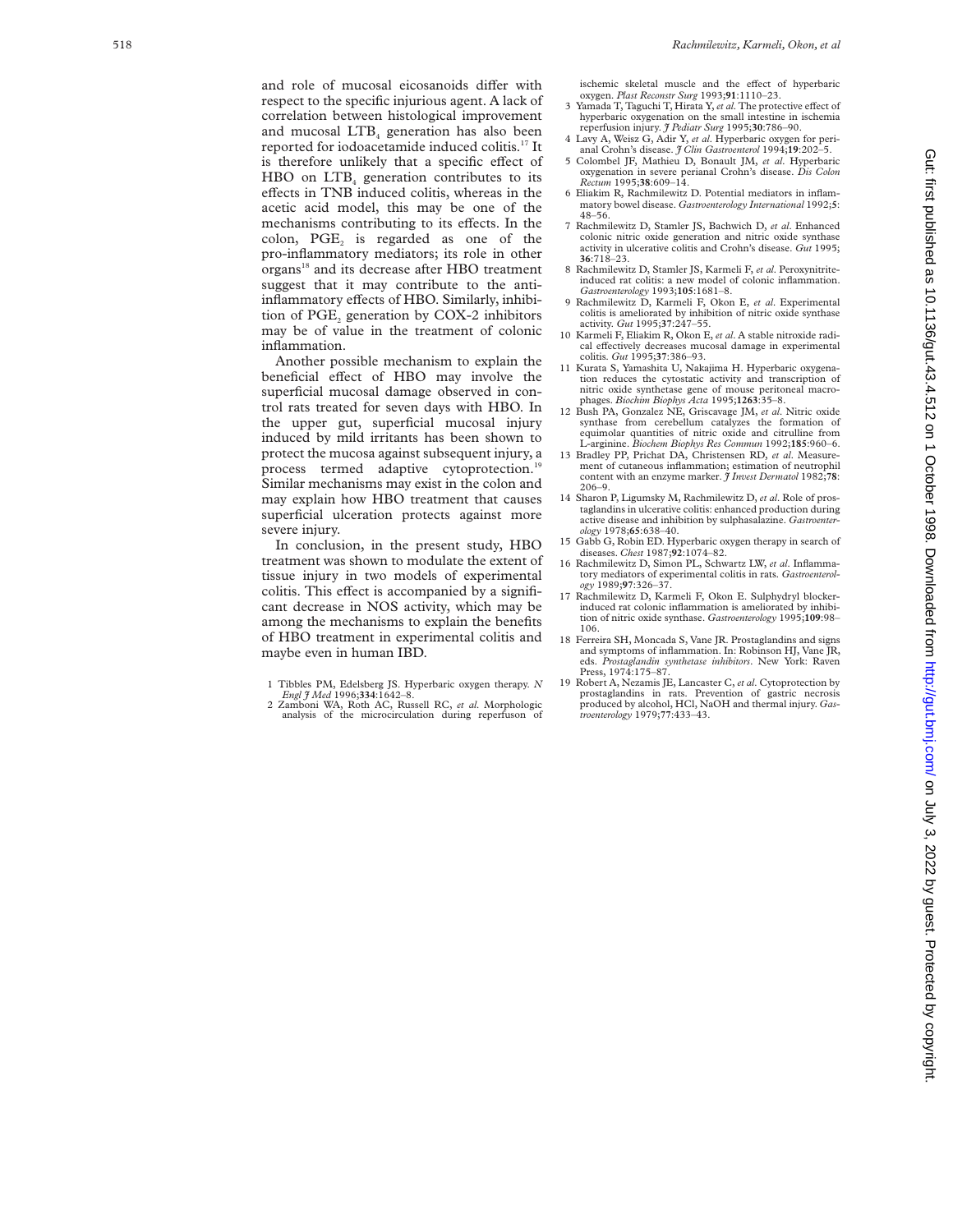and role of mucosal eicosanoids differ with respect to the specific injurious agent. A lack of correlation between histological improvement and mucosal $LTB_4$ generation has also been reported for iodoacetamide induced colitis.[17] It is therefore unlikely that a specific effect of HBO on $LTB_4$ generation contributes to its effects in TNB induced colitis, whereas in the acetic acid model, this may be one of the mechanisms contributing to its effects. In the colon, $PGE_2$ is regarded as one of the pro-inflammatory mediators; its role in other organs[18] and its decrease after HBO treatment suggest that it may contribute to the anti-inflammatory effects of HBO. Similarly, inhibition of $PGE_2$ generation by COX-2 inhibitors may be of value in the treatment of colonic inflammation.

Another possible mechanism to explain the beneficial effect of HBO may involve the superficial mucosal damage observed in control rats treated for seven days with HBO. In the upper gut, superficial mucosal injury induced by mild irritants has been shown to protect the mucosa against subsequent injury, a process termed adaptive cytoprotection.[19] Similar mechanisms may exist in the colon and may explain how HBO treatment that causes superficial ulceration protects against more severe injury.

In conclusion, in the present study, HBO treatment was shown to modulate the extent of tissue injury in two models of experimental colitis. This effect is accompanied by a significant decrease in NOS activity, which may be among the mechanisms to explain the benefits of HBO treatment in experimental colitis and maybe even in human IBD.

1 Tibbles PM, Edelsberg JS. Hyperbaric oxygen therapy. *N Engl J Med* 1996;**334**:1642–8.
2 Zamboni WA, Roth AC, Russell RC, *et al*. Morphologic analysis of the microcirculation during reperfuson of ischemic skeletal muscle and the effect of hyperbaric oxygen. *Plast Reconstr Surg* 1993;**91**:1110–23.
3 Yamada T, Taguchi T, Hirata Y, *et al*. The protective effect of hyperbaric oxygenation on the small intestine in ischemia reperfusion injury. *J Pediatr Surg* 1995;**30**:786–90.
4 Lavy A, Weisz G, Adir Y, *et al*. Hyperbaric oxygen for perianal Crohn's disease. *J Clin Gastroenterol* 1994;**19**:202–5.
5 Colombel JF, Mathieu D, Bonault JM, *et al*. Hyperbaric oxygenation in severe perianal Crohn's disease. *Dis Colon Rectum* 1995;**38**:609–14.
6 Eliakim R, Rachmilewitz D. Potential mediators in inflammatory bowel disease. *Gastroenterology International* 1992;**5**: 48–56.
7 Rachmilewitz D, Stamler JS, Bachwich D, *et al*. Enhanced colonic nitric oxide generation and nitric oxide synthase activity in ulcerative colitis and Crohn's disease. *Gut* 1995; **36**:718–23.
8 Rachmilewitz D, Stamler JS, Karmeli F, *et al*. Peroxynitrite-induced rat colitis: a new model of colonic inflammation. *Gastroenterology* 1993;**105**:1681–8.
9 Rachmilewitz D, Karmeli F, Okon E, *et al*. Experimental colitis is ameliorated by inhibition of nitric oxide synthase activity. *Gut* 1995;**37**:247–55.
10 Karmeli F, Eliakim R, Okon E, *et al*. A stable nitroxide radical effectively decreases mucosal damage in experimental colitis. *Gut* 1995;**37**:386–93.
11 Kurata S, Yamashita U, Nakajima H. Hyperbaric oxygenation reduces the cytostatic activity and transcription of nitric oxide synthetase gene of mouse peritoneal macrophages. *Biochim Biophys Acta* 1995;**1263**:35–8.
12 Bush PA, Gonzalez NE, Griscavage JM, *et al*. Nitric oxide synthase from cerebellum catalyzes the formation of equimolar quantities of nitric oxide and citrulline from L-arginine. *Biochem Biophys Res Commun* 1992;**185**:960–6.
13 Bradley PP, Prichat DA, Christensen RD, *et al*. Measurement of cutaneous inflammation; estimation of neutrophil content with an enzyme marker. *J Invest Dermatol* 1982;**78**: 206–9.
14 Sharon P, Ligumsky M, Rachmilewitz D, *et al*. Role of prostaglandins in ulcerative colitis: enhanced production during active disease and inhibition by sulphasalazine. *Gastroenterology* 1978;**65**:638–40.
15 Gabb G, Robin ED. Hyperbaric oxygen therapy in search of diseases. *Chest* 1987;**92**:1074–82.
16 Rachmilewitz D, Simon PL, Schwartz LW, *et al*. Inflammatory mediators of experimental colitis in rats. *Gastroenterology* 1989;**97**:326–37.
17 Rachmilewitz D, Karmeli F, Okon E. Sulphydryl blocker-induced rat colonic inflammation is ameliorated by inhibition of nitric oxide synthase. *Gastroenterology* 1995;**109**:98–106.
18 Ferreira SH, Moncada S, Vane JR. Prostaglandins and signs and symptoms of inflammation. In: Robinson HJ, Vane JR, eds. *Prostaglandin synthetase inhibitors*. New York: Raven Press, 1974:175–87.
19 Robert A, Nezamis JE, Lancaster C, *et al*. Cytoprotection by prostaglandins in rats. Prevention of gastric necrosis produced by alcohol, HCl, NaOH and thermal injury. *Gastroenterology* 1979;**77**:433–43.